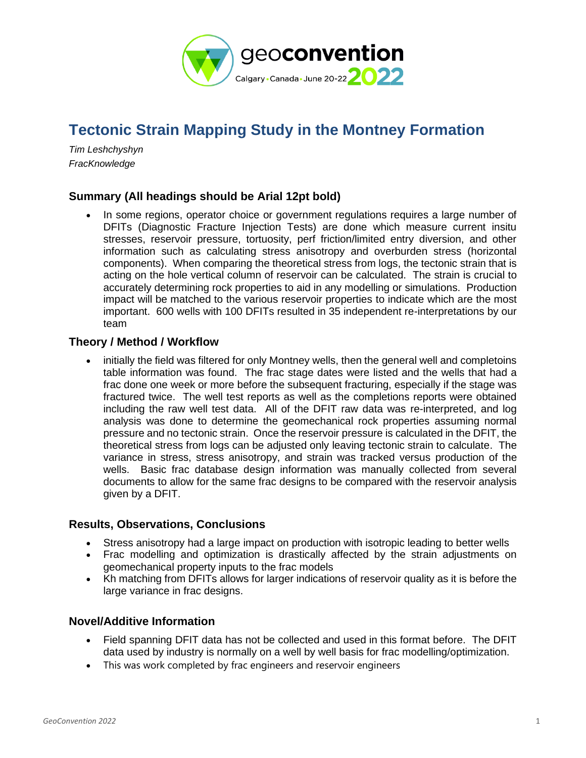# Tectonic Strain Mapping Study in the Montney Formation

*Tim Leshchyshyn*
*FracKnowledge*

## Summary (All headings should be Arial 12pt bold)

- In some regions, operator choice or government regulations requires a large number of DFITs (Diagnostic Fracture Injection Tests) are done which measure current insitu stresses, reservoir pressure, tortuosity, perf friction/limited entry diversion, and other information such as calculating stress anisotropy and overburden stress (horizontal components). When comparing the theoretical stress from logs, the tectonic strain that is acting on the hole vertical column of reservoir can be calculated. The strain is crucial to accurately determining rock properties to aid in any modelling or simulations. Production impact will be matched to the various reservoir properties to indicate which are the most important. 600 wells with 100 DFITs resulted in 35 independent re-interpretations by our team

## Theory / Method / Workflow

- initially the field was filtered for only Montney wells, then the general well and completoins table information was found. The frac stage dates were listed and the wells that had a frac done one week or more before the subsequent fracturing, especially if the stage was fractured twice. The well test reports as well as the completions reports were obtained including the raw well test data. All of the DFIT raw data was re-interpreted, and log analysis was done to determine the geomechanical rock properties assuming normal pressure and no tectonic strain. Once the reservoir pressure is calculated in the DFIT, the theoretical stress from logs can be adjusted only leaving tectonic strain to calculate. The variance in stress, stress anisotropy, and strain was tracked versus production of the wells. Basic frac database design information was manually collected from several documents to allow for the same frac designs to be compared with the reservoir analysis given by a DFIT.

## Results, Observations, Conclusions

- Stress anisotropy had a large impact on production with isotropic leading to better wells
- Frac modelling and optimization is drastically affected by the strain adjustments on geomechanical property inputs to the frac models
- Kh matching from DFITs allows for larger indications of reservoir quality as it is before the large variance in frac designs.

## Novel/Additive Information

- Field spanning DFIT data has not be collected and used in this format before. The DFIT data used by industry is normally on a well by well basis for frac modelling/optimization.
- This was work completed by frac engineers and reservoir engineers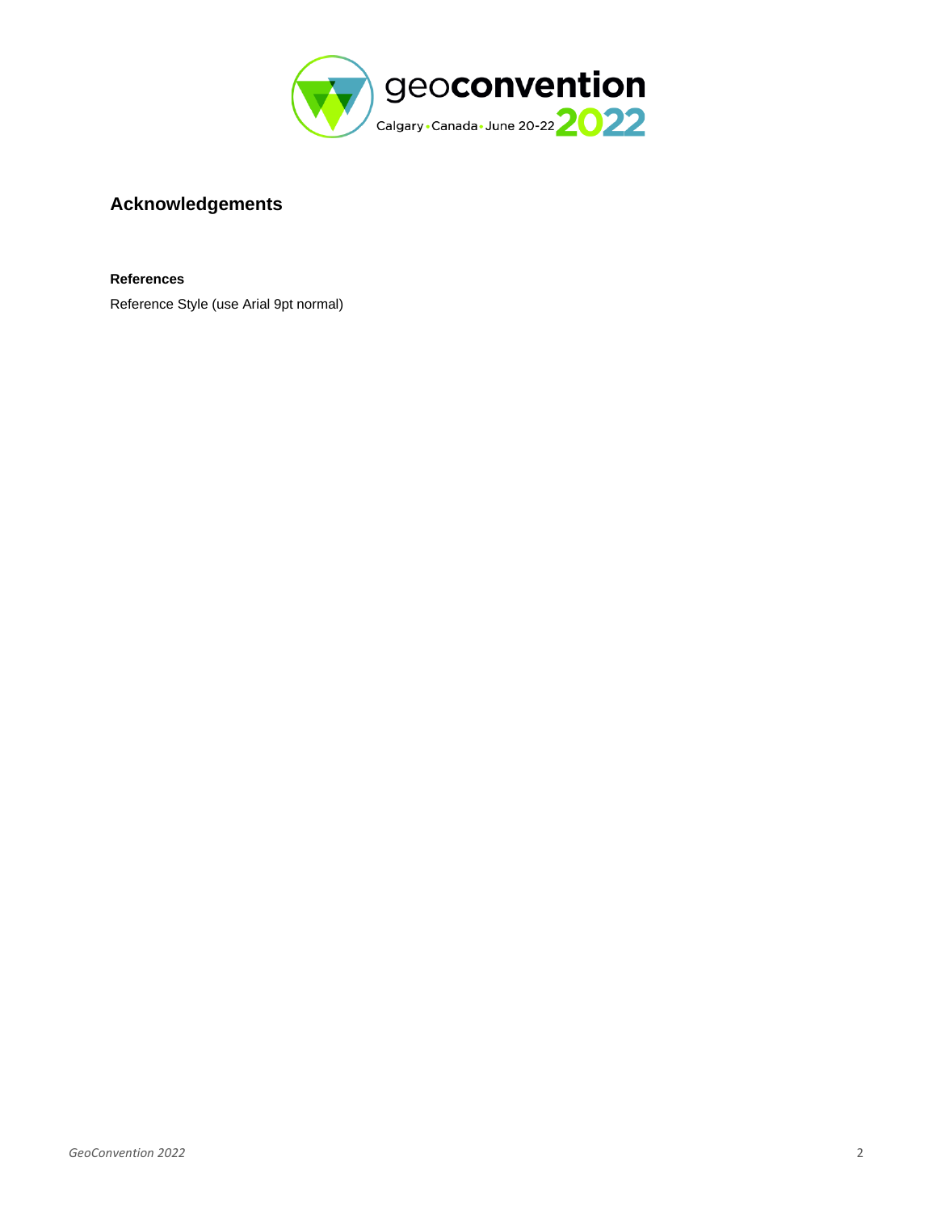## Acknowledgements

**References**

Reference Style (use Arial 9pt normal)